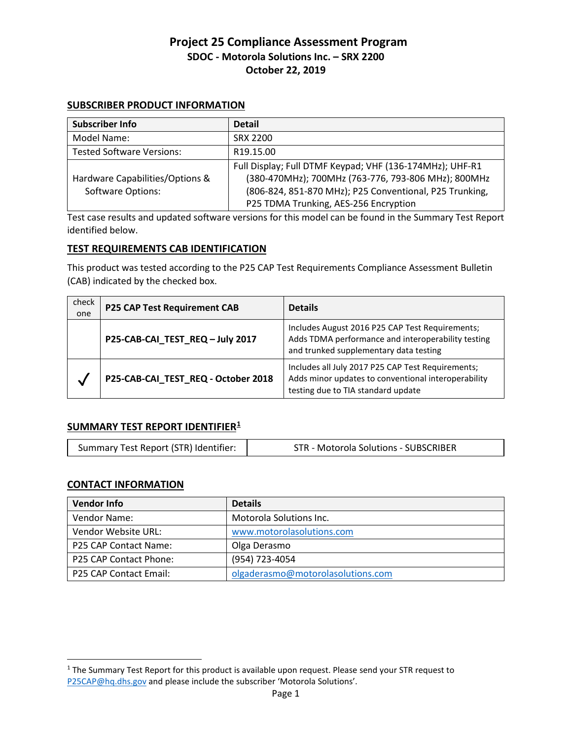# Project 25 Compliance Assessment Program

## SDOC - Motorola Solutions Inc. – SRX 2200

## October 22, 2019

### SUBSCRIBER PRODUCT INFORMATION

| Subscriber Info | Detail |
|---|---|
| Model Name: | SRX 2200 |
| Tested Software Versions: | R19.15.00 |
| Hardware Capabilities/Options & Software Options: | Full Display; Full DTMF Keypad; VHF (136-174MHz); UHF-R1 (380-470MHz); 700MHz (763-776, 793-806 MHz); 800MHz (806-824, 851-870 MHz); P25 Conventional, P25 Trunking, P25 TDMA Trunking, AES-256 Encryption |

Test case results and updated software versions for this model can be found in the Summary Test Report identified below.

### TEST REQUIREMENTS CAB IDENTIFICATION

This product was tested according to the P25 CAP Test Requirements Compliance Assessment Bulletin (CAB) indicated by the checked box.

| check one | P25 CAP Test Requirement CAB | Details |
|---|---|---|
| | **P25-CAB-CAI_TEST_REQ – July 2017** | Includes August 2016 P25 CAP Test Requirements; Adds TDMA performance and interoperability testing and trunked supplementary data testing |
| ✓ | **P25-CAB-CAI_TEST_REQ - October 2018** | Includes all July 2017 P25 CAP Test Requirements; Adds minor updates to conventional interoperability testing due to TIA standard update |

### SUMMARY TEST REPORT IDENTIFIER[1]

| Summary Test Report (STR) Identifier: | STR - Motorola Solutions - SUBSCRIBER |
|---|---|

### CONTACT INFORMATION

| Vendor Info | Details |
|---|---|
| Vendor Name: | Motorola Solutions Inc. |
| Vendor Website URL: | www.motorolasolutions.com |
| P25 CAP Contact Name: | Olga Derasmo |
| P25 CAP Contact Phone: | (954) 723-4054 |
| P25 CAP Contact Email: | olgaderasmo@motorolasolutions.com |

[1] The Summary Test Report for this product is available upon request. Please send your STR request to P25CAP@hq.dhs.gov and please include the subscriber 'Motorola Solutions'.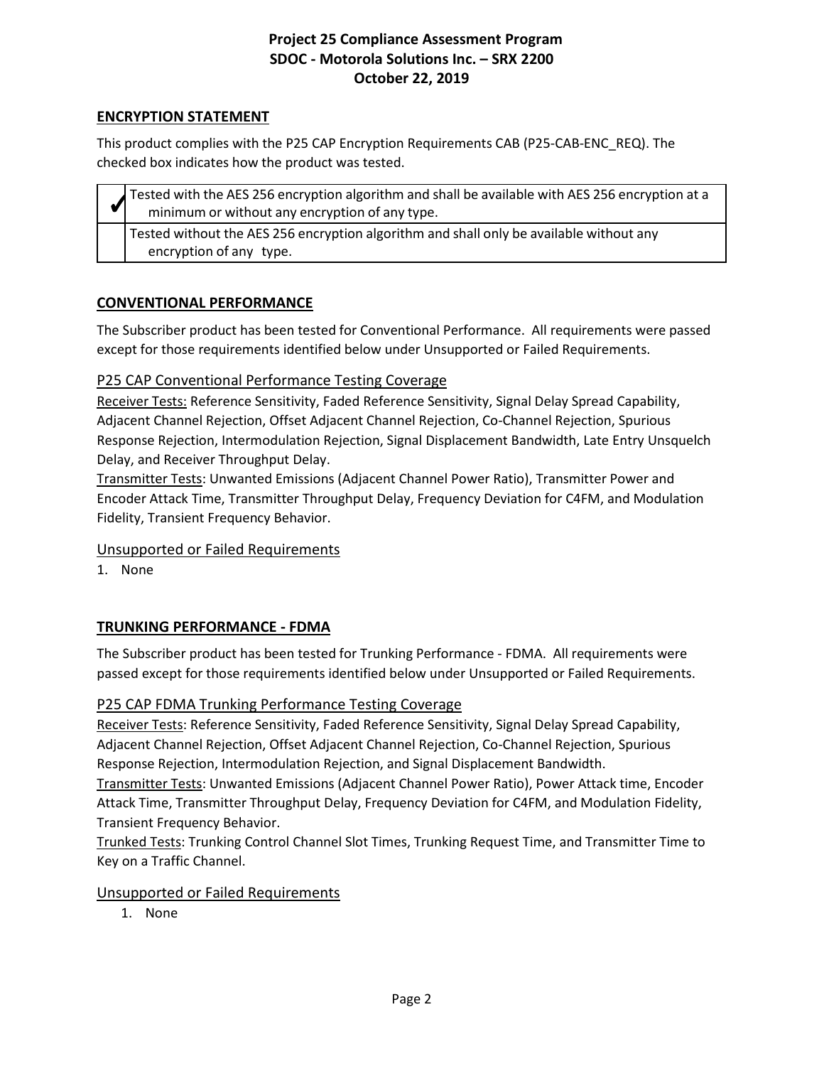## ENCRYPTION STATEMENT

This product complies with the P25 CAP Encryption Requirements CAB (P25-CAB-ENC_REQ). The checked box indicates how the product was tested.

| | |
|---|---|
| ✔ | Tested with the AES 256 encryption algorithm and shall be available with AES 256 encryption at a minimum or without any encryption of any type. |
| | Tested without the AES 256 encryption algorithm and shall only be available without any encryption of any type. |

## CONVENTIONAL PERFORMANCE

The Subscriber product has been tested for Conventional Performance. All requirements were passed except for those requirements identified below under Unsupported or Failed Requirements.

### P25 CAP Conventional Performance Testing Coverage

Receiver Tests: Reference Sensitivity, Faded Reference Sensitivity, Signal Delay Spread Capability, Adjacent Channel Rejection, Offset Adjacent Channel Rejection, Co-Channel Rejection, Spurious Response Rejection, Intermodulation Rejection, Signal Displacement Bandwidth, Late Entry Unsquelch Delay, and Receiver Throughput Delay.

Transmitter Tests: Unwanted Emissions (Adjacent Channel Power Ratio), Transmitter Power and Encoder Attack Time, Transmitter Throughput Delay, Frequency Deviation for C4FM, and Modulation Fidelity, Transient Frequency Behavior.

### Unsupported or Failed Requirements

1. None

## TRUNKING PERFORMANCE - FDMA

The Subscriber product has been tested for Trunking Performance - FDMA. All requirements were passed except for those requirements identified below under Unsupported or Failed Requirements.

### P25 CAP FDMA Trunking Performance Testing Coverage

Receiver Tests: Reference Sensitivity, Faded Reference Sensitivity, Signal Delay Spread Capability, Adjacent Channel Rejection, Offset Adjacent Channel Rejection, Co-Channel Rejection, Spurious Response Rejection, Intermodulation Rejection, and Signal Displacement Bandwidth.

Transmitter Tests: Unwanted Emissions (Adjacent Channel Power Ratio), Power Attack time, Encoder Attack Time, Transmitter Throughput Delay, Frequency Deviation for C4FM, and Modulation Fidelity, Transient Frequency Behavior.

Trunked Tests: Trunking Control Channel Slot Times, Trunking Request Time, and Transmitter Time to Key on a Traffic Channel.

### Unsupported or Failed Requirements

1. None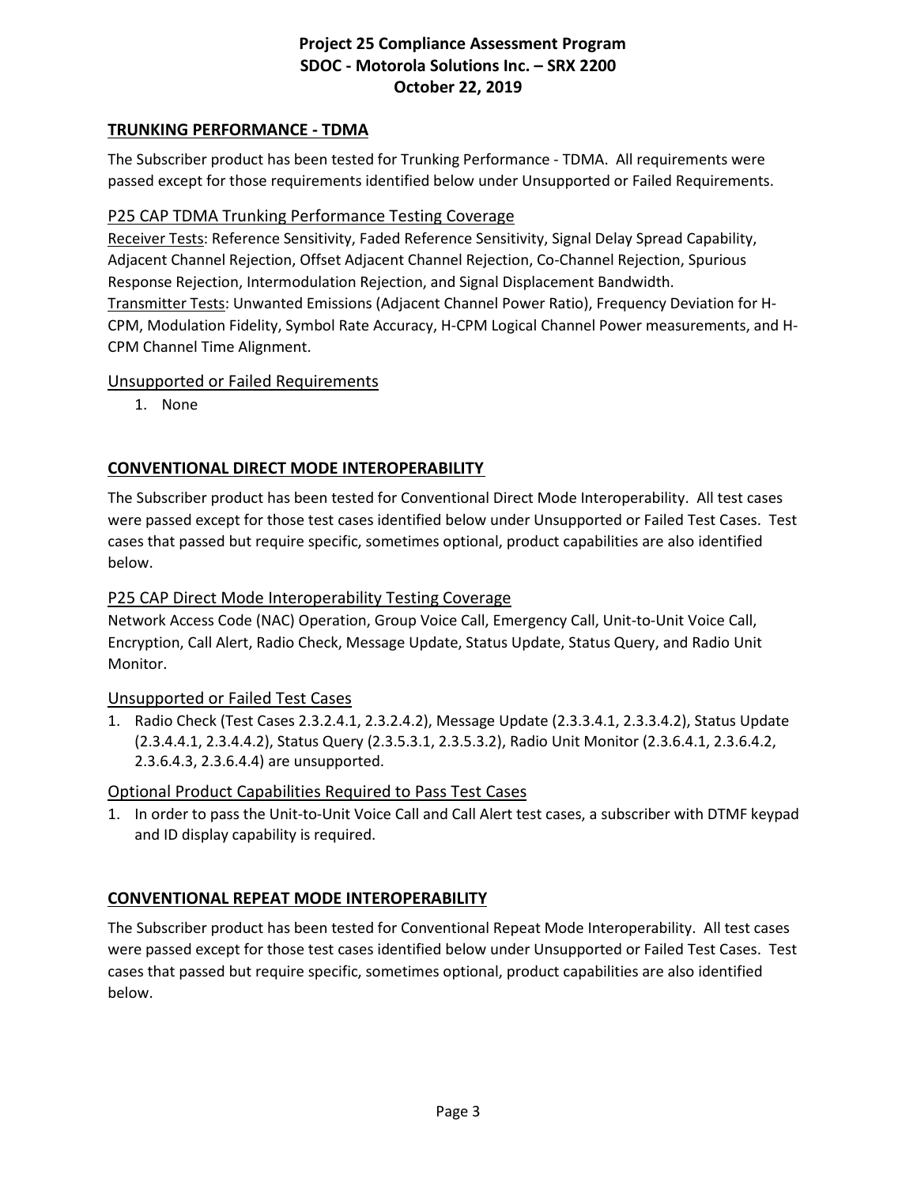## TRUNKING PERFORMANCE - TDMA

The Subscriber product has been tested for Trunking Performance - TDMA. All requirements were passed except for those requirements identified below under Unsupported or Failed Requirements.

### P25 CAP TDMA Trunking Performance Testing Coverage

Receiver Tests: Reference Sensitivity, Faded Reference Sensitivity, Signal Delay Spread Capability, Adjacent Channel Rejection, Offset Adjacent Channel Rejection, Co-Channel Rejection, Spurious Response Rejection, Intermodulation Rejection, and Signal Displacement Bandwidth.
Transmitter Tests: Unwanted Emissions (Adjacent Channel Power Ratio), Frequency Deviation for H-CPM, Modulation Fidelity, Symbol Rate Accuracy, H-CPM Logical Channel Power measurements, and H-CPM Channel Time Alignment.

### Unsupported or Failed Requirements

1. None

## CONVENTIONAL DIRECT MODE INTEROPERABILITY

The Subscriber product has been tested for Conventional Direct Mode Interoperability. All test cases were passed except for those test cases identified below under Unsupported or Failed Test Cases. Test cases that passed but require specific, sometimes optional, product capabilities are also identified below.

### P25 CAP Direct Mode Interoperability Testing Coverage

Network Access Code (NAC) Operation, Group Voice Call, Emergency Call, Unit-to-Unit Voice Call, Encryption, Call Alert, Radio Check, Message Update, Status Update, Status Query, and Radio Unit Monitor.

### Unsupported or Failed Test Cases

1. Radio Check (Test Cases 2.3.2.4.1, 2.3.2.4.2), Message Update (2.3.3.4.1, 2.3.3.4.2), Status Update (2.3.4.4.1, 2.3.4.4.2), Status Query (2.3.5.3.1, 2.3.5.3.2), Radio Unit Monitor (2.3.6.4.1, 2.3.6.4.2, 2.3.6.4.3, 2.3.6.4.4) are unsupported.

### Optional Product Capabilities Required to Pass Test Cases

1. In order to pass the Unit-to-Unit Voice Call and Call Alert test cases, a subscriber with DTMF keypad and ID display capability is required.

## CONVENTIONAL REPEAT MODE INTEROPERABILITY

The Subscriber product has been tested for Conventional Repeat Mode Interoperability. All test cases were passed except for those test cases identified below under Unsupported or Failed Test Cases. Test cases that passed but require specific, sometimes optional, product capabilities are also identified below.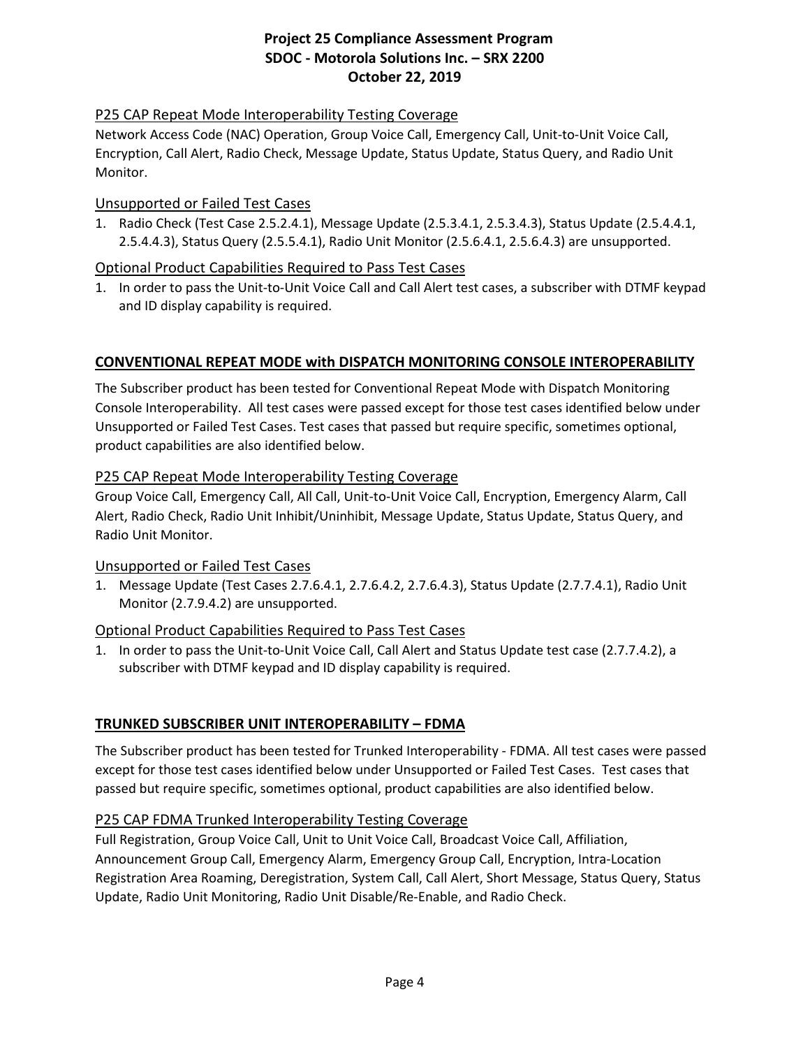### P25 CAP Repeat Mode Interoperability Testing Coverage

Network Access Code (NAC) Operation, Group Voice Call, Emergency Call, Unit-to-Unit Voice Call, Encryption, Call Alert, Radio Check, Message Update, Status Update, Status Query, and Radio Unit Monitor.

### Unsupported or Failed Test Cases

1. Radio Check (Test Case 2.5.2.4.1), Message Update (2.5.3.4.1, 2.5.3.4.3), Status Update (2.5.4.4.1, 2.5.4.4.3), Status Query (2.5.5.4.1), Radio Unit Monitor (2.5.6.4.1, 2.5.6.4.3) are unsupported.

### Optional Product Capabilities Required to Pass Test Cases

1. In order to pass the Unit-to-Unit Voice Call and Call Alert test cases, a subscriber with DTMF keypad and ID display capability is required.

## CONVENTIONAL REPEAT MODE with DISPATCH MONITORING CONSOLE INTEROPERABILITY

The Subscriber product has been tested for Conventional Repeat Mode with Dispatch Monitoring Console Interoperability. All test cases were passed except for those test cases identified below under Unsupported or Failed Test Cases. Test cases that passed but require specific, sometimes optional, product capabilities are also identified below.

### P25 CAP Repeat Mode Interoperability Testing Coverage

Group Voice Call, Emergency Call, All Call, Unit-to-Unit Voice Call, Encryption, Emergency Alarm, Call Alert, Radio Check, Radio Unit Inhibit/Uninhibit, Message Update, Status Update, Status Query, and Radio Unit Monitor.

### Unsupported or Failed Test Cases

1. Message Update (Test Cases 2.7.6.4.1, 2.7.6.4.2, 2.7.6.4.3), Status Update (2.7.7.4.1), Radio Unit Monitor (2.7.9.4.2) are unsupported.

### Optional Product Capabilities Required to Pass Test Cases

1. In order to pass the Unit-to-Unit Voice Call, Call Alert and Status Update test case (2.7.7.4.2), a subscriber with DTMF keypad and ID display capability is required.

## TRUNKED SUBSCRIBER UNIT INTEROPERABILITY – FDMA

The Subscriber product has been tested for Trunked Interoperability - FDMA. All test cases were passed except for those test cases identified below under Unsupported or Failed Test Cases. Test cases that passed but require specific, sometimes optional, product capabilities are also identified below.

### P25 CAP FDMA Trunked Interoperability Testing Coverage

Full Registration, Group Voice Call, Unit to Unit Voice Call, Broadcast Voice Call, Affiliation, Announcement Group Call, Emergency Alarm, Emergency Group Call, Encryption, Intra-Location Registration Area Roaming, Deregistration, System Call, Call Alert, Short Message, Status Query, Status Update, Radio Unit Monitoring, Radio Unit Disable/Re-Enable, and Radio Check.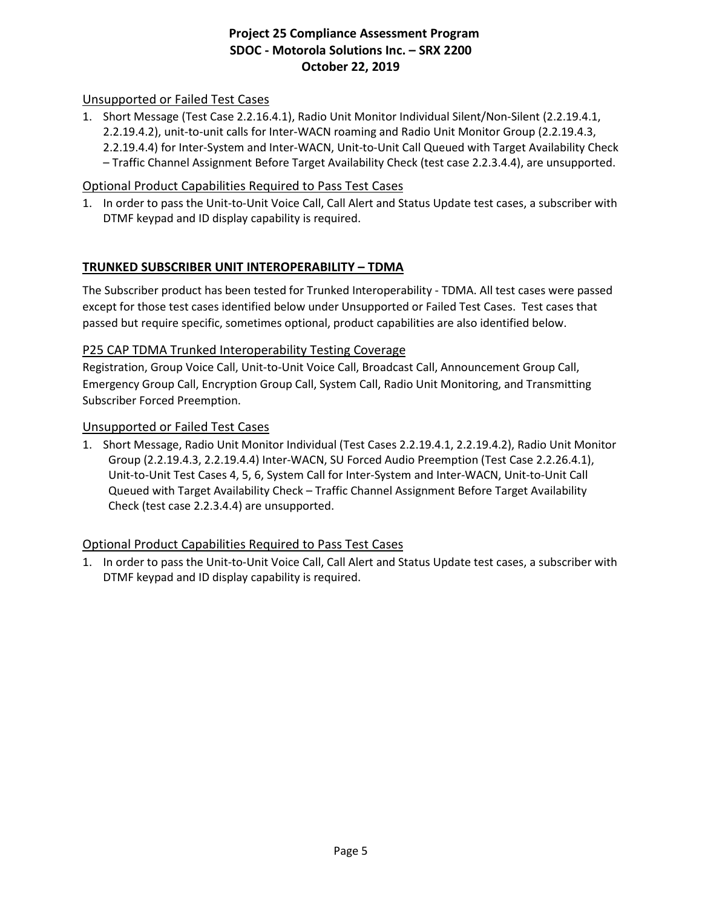### Unsupported or Failed Test Cases

1. Short Message (Test Case 2.2.16.4.1), Radio Unit Monitor Individual Silent/Non-Silent (2.2.19.4.1, 2.2.19.4.2), unit-to-unit calls for Inter-WACN roaming and Radio Unit Monitor Group (2.2.19.4.3, 2.2.19.4.4) for Inter-System and Inter-WACN, Unit-to-Unit Call Queued with Target Availability Check – Traffic Channel Assignment Before Target Availability Check (test case 2.2.3.4.4), are unsupported.

### Optional Product Capabilities Required to Pass Test Cases

1. In order to pass the Unit-to-Unit Voice Call, Call Alert and Status Update test cases, a subscriber with DTMF keypad and ID display capability is required.

## TRUNKED SUBSCRIBER UNIT INTEROPERABILITY – TDMA

The Subscriber product has been tested for Trunked Interoperability - TDMA. All test cases were passed except for those test cases identified below under Unsupported or Failed Test Cases. Test cases that passed but require specific, sometimes optional, product capabilities are also identified below.

### P25 CAP TDMA Trunked Interoperability Testing Coverage

Registration, Group Voice Call, Unit-to-Unit Voice Call, Broadcast Call, Announcement Group Call, Emergency Group Call, Encryption Group Call, System Call, Radio Unit Monitoring, and Transmitting Subscriber Forced Preemption.

### Unsupported or Failed Test Cases

1. Short Message, Radio Unit Monitor Individual (Test Cases 2.2.19.4.1, 2.2.19.4.2), Radio Unit Monitor Group (2.2.19.4.3, 2.2.19.4.4) Inter-WACN, SU Forced Audio Preemption (Test Case 2.2.26.4.1), Unit-to-Unit Test Cases 4, 5, 6, System Call for Inter-System and Inter-WACN, Unit-to-Unit Call Queued with Target Availability Check – Traffic Channel Assignment Before Target Availability Check (test case 2.2.3.4.4) are unsupported.

### Optional Product Capabilities Required to Pass Test Cases

1. In order to pass the Unit-to-Unit Voice Call, Call Alert and Status Update test cases, a subscriber with DTMF keypad and ID display capability is required.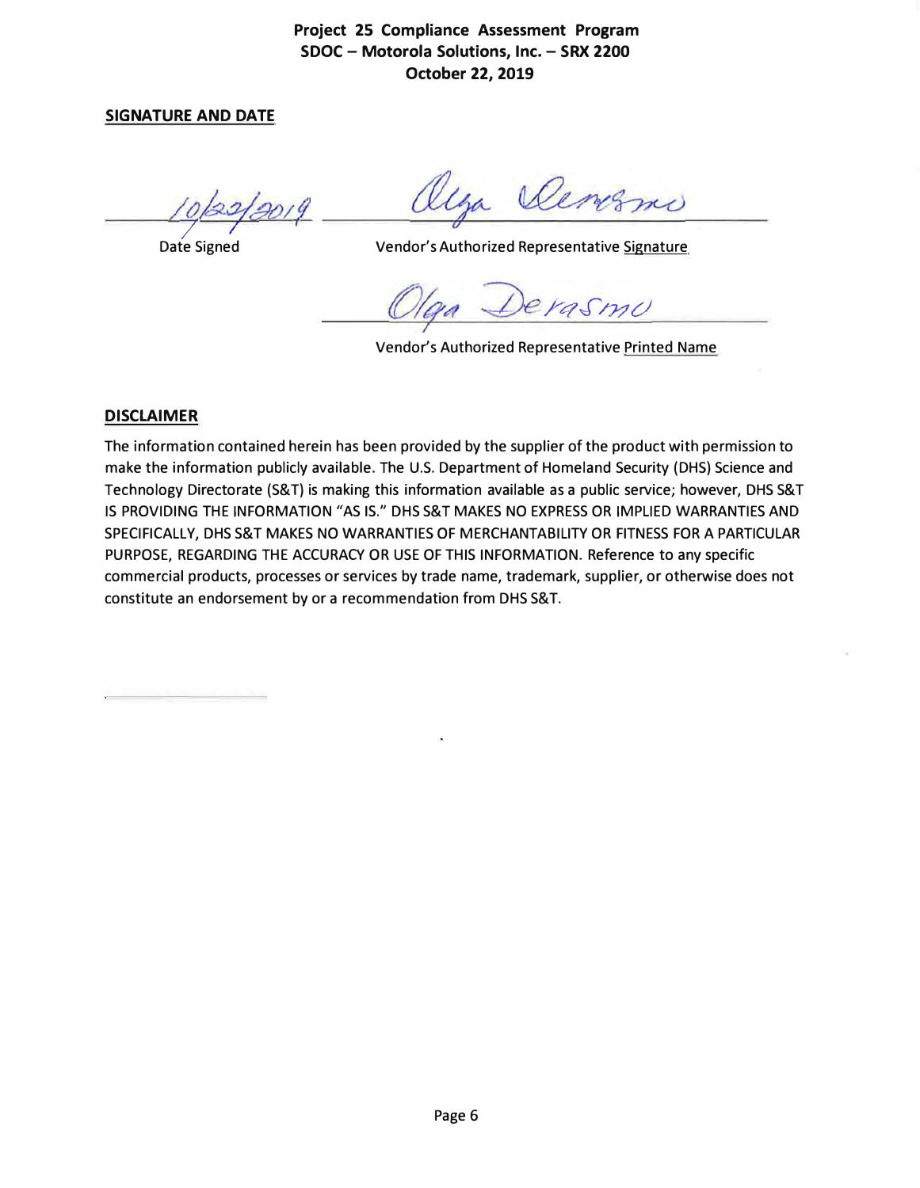## SIGNATURE AND DATE

10/22/2019

Date Signed

Olga Derasmo

Vendor's Authorized Representative Signature

Olga Derasmo

Vendor's Authorized Representative Printed Name

## DISCLAIMER

The information contained herein has been provided by the supplier of the product with permission to make the information publicly available. The U.S. Department of Homeland Security (DHS) Science and Technology Directorate (S&T) is making this information available as a public service; however, DHS S&T IS PROVIDING THE INFORMATION "AS IS." DHS S&T MAKES NO EXPRESS OR IMPLIED WARRANTIES AND SPECIFICALLY, DHS S&T MAKES NO WARRANTIES OF MERCHANTABILITY OR FITNESS FOR A PARTICULAR PURPOSE, REGARDING THE ACCURACY OR USE OF THIS INFORMATION. Reference to any specific commercial products, processes or services by trade name, trademark, supplier, or otherwise does not constitute an endorsement by or a recommendation from DHS S&T.